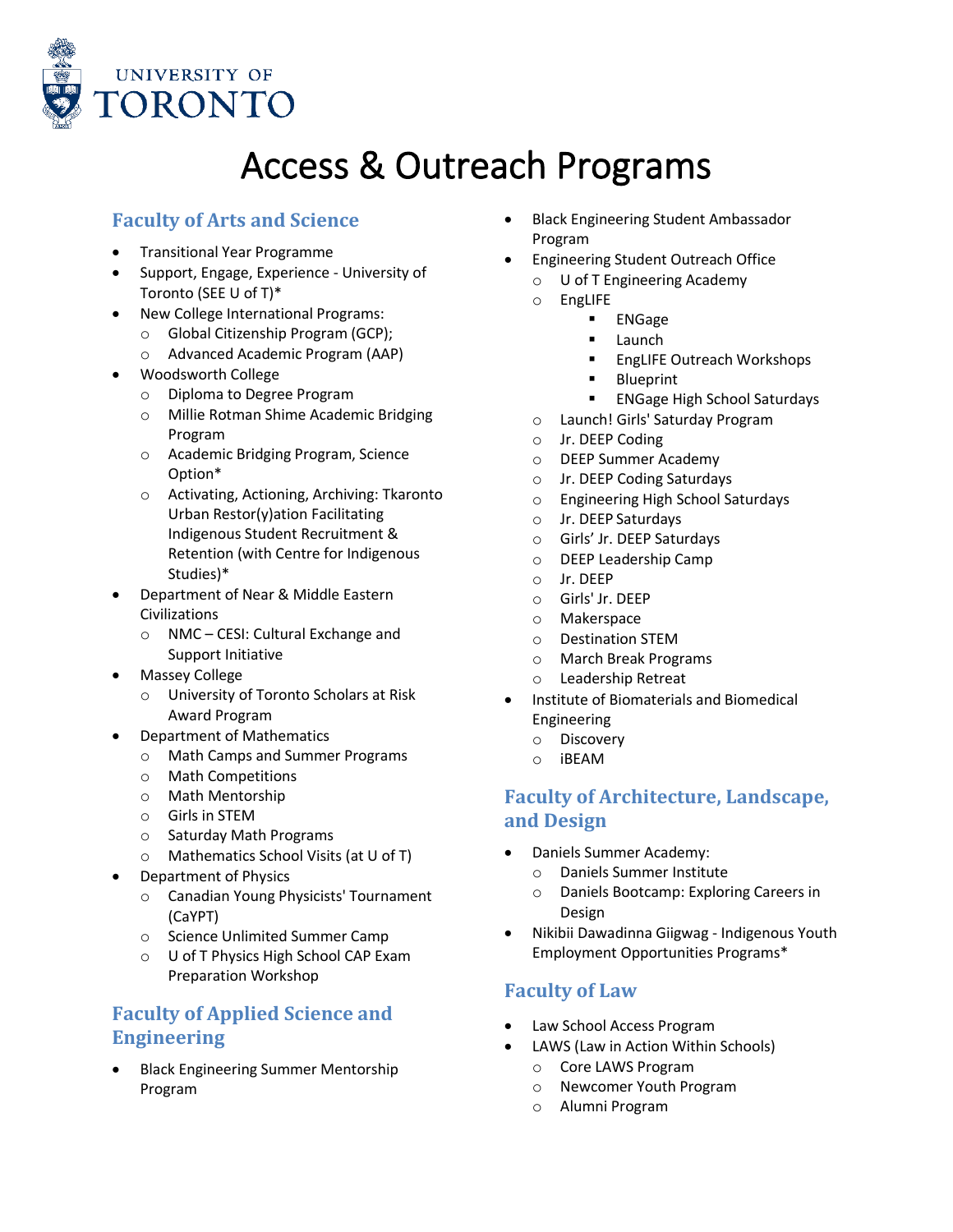# Access & Outreach Programs

## Faculty of Arts and Science

- Transitional Year Programme
- Support, Engage, Experience - University of Toronto (SEE U of T)*
- New College International Programs:
  - Global Citizenship Program (GCP);
  - Advanced Academic Program (AAP)
- Woodsworth College
  - Diploma to Degree Program
  - Millie Rotman Shime Academic Bridging Program
  - Academic Bridging Program, Science Option*
  - Activating, Actioning, Archiving: Tkaronto Urban Restor(y)ation Facilitating Indigenous Student Recruitment & Retention (with Centre for Indigenous Studies)*
- Department of Near & Middle Eastern Civilizations
  - NMC – CESI: Cultural Exchange and Support Initiative
- Massey College
  - University of Toronto Scholars at Risk Award Program
- Department of Mathematics
  - Math Camps and Summer Programs
  - Math Competitions
  - Math Mentorship
  - Girls in STEM
  - Saturday Math Programs
  - Mathematics School Visits (at U of T)
- Department of Physics
  - Canadian Young Physicists' Tournament (CaYPT)
  - Science Unlimited Summer Camp
  - U of T Physics High School CAP Exam Preparation Workshop

## Faculty of Applied Science and Engineering

- Black Engineering Summer Mentorship Program
- Black Engineering Student Ambassador Program
- Engineering Student Outreach Office
  - U of T Engineering Academy
  - EngLIFE
    - ENGage
    - Launch
    - EngLIFE Outreach Workshops
    - Blueprint
    - ENGage High School Saturdays
  - Launch! Girls' Saturday Program
  - Jr. DEEP Coding
  - DEEP Summer Academy
  - Jr. DEEP Coding Saturdays
  - Engineering High School Saturdays
  - Jr. DEEP Saturdays
  - Girls' Jr. DEEP Saturdays
  - DEEP Leadership Camp
  - Jr. DEEP
  - Girls' Jr. DEEP
  - Makerspace
  - Destination STEM
  - March Break Programs
  - Leadership Retreat
- Institute of Biomaterials and Biomedical Engineering
  - Discovery
  - iBEAM

## Faculty of Architecture, Landscape, and Design

- Daniels Summer Academy:
  - Daniels Summer Institute
  - Daniels Bootcamp: Exploring Careers in Design
- Nikibii Dawadinna Giigwag - Indigenous Youth Employment Opportunities Programs*

## Faculty of Law

- Law School Access Program
- LAWS (Law in Action Within Schools)
  - Core LAWS Program
  - Newcomer Youth Program
  - Alumni Program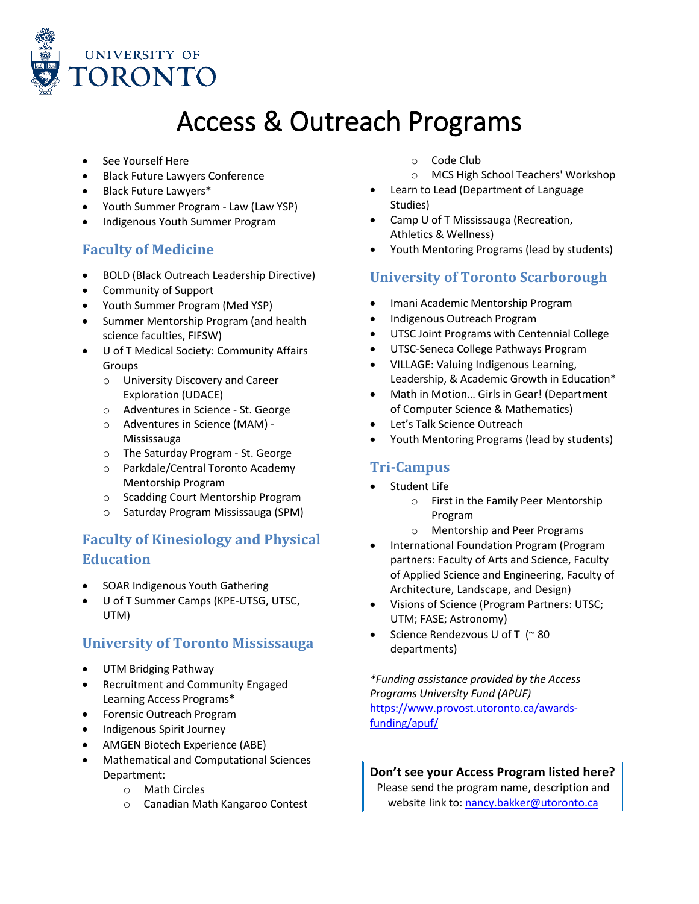# Access & Outreach Programs

- See Yourself Here
- Black Future Lawyers Conference
- Black Future Lawyers*
- Youth Summer Program - Law (Law YSP)
- Indigenous Youth Summer Program

## Faculty of Medicine

- BOLD (Black Outreach Leadership Directive)
- Community of Support
- Youth Summer Program (Med YSP)
- Summer Mentorship Program (and health science faculties, FIFSW)
- U of T Medical Society: Community Affairs Groups
  - University Discovery and Career Exploration (UDACE)
  - Adventures in Science - St. George
  - Adventures in Science (MAM) - Mississauga
  - The Saturday Program - St. George
  - Parkdale/Central Toronto Academy Mentorship Program
  - Scadding Court Mentorship Program
  - Saturday Program Mississauga (SPM)

## Faculty of Kinesiology and Physical Education

- SOAR Indigenous Youth Gathering
- U of T Summer Camps (KPE-UTSG, UTSC, UTM)

## University of Toronto Mississauga

- UTM Bridging Pathway
- Recruitment and Community Engaged Learning Access Programs*
- Forensic Outreach Program
- Indigenous Spirit Journey
- AMGEN Biotech Experience (ABE)
- Mathematical and Computational Sciences Department:
  - Math Circles
  - Canadian Math Kangaroo Contest
  - Code Club
  - MCS High School Teachers' Workshop
- Learn to Lead (Department of Language Studies)
- Camp U of T Mississauga (Recreation, Athletics & Wellness)
- Youth Mentoring Programs (lead by students)

## University of Toronto Scarborough

- Imani Academic Mentorship Program
- Indigenous Outreach Program
- UTSC Joint Programs with Centennial College
- UTSC-Seneca College Pathways Program
- VILLAGE: Valuing Indigenous Learning, Leadership, & Academic Growth in Education*
- Math in Motion… Girls in Gear! (Department of Computer Science & Mathematics)
- Let's Talk Science Outreach
- Youth Mentoring Programs (lead by students)

## Tri-Campus

- Student Life
  - First in the Family Peer Mentorship Program
  - Mentorship and Peer Programs
- International Foundation Program (Program partners: Faculty of Arts and Science, Faculty of Applied Science and Engineering, Faculty of Architecture, Landscape, and Design)
- Visions of Science (Program Partners: UTSC; UTM; FASE; Astronomy)
- Science Rendezvous U of T (~ 80 departments)

*\*Funding assistance provided by the Access Programs University Fund (APUF)*
https://www.provost.utoronto.ca/awards-funding/apuf/

**Don't see your Access Program listed here?**
Please send the program name, description and website link to: nancy.bakker@utoronto.ca